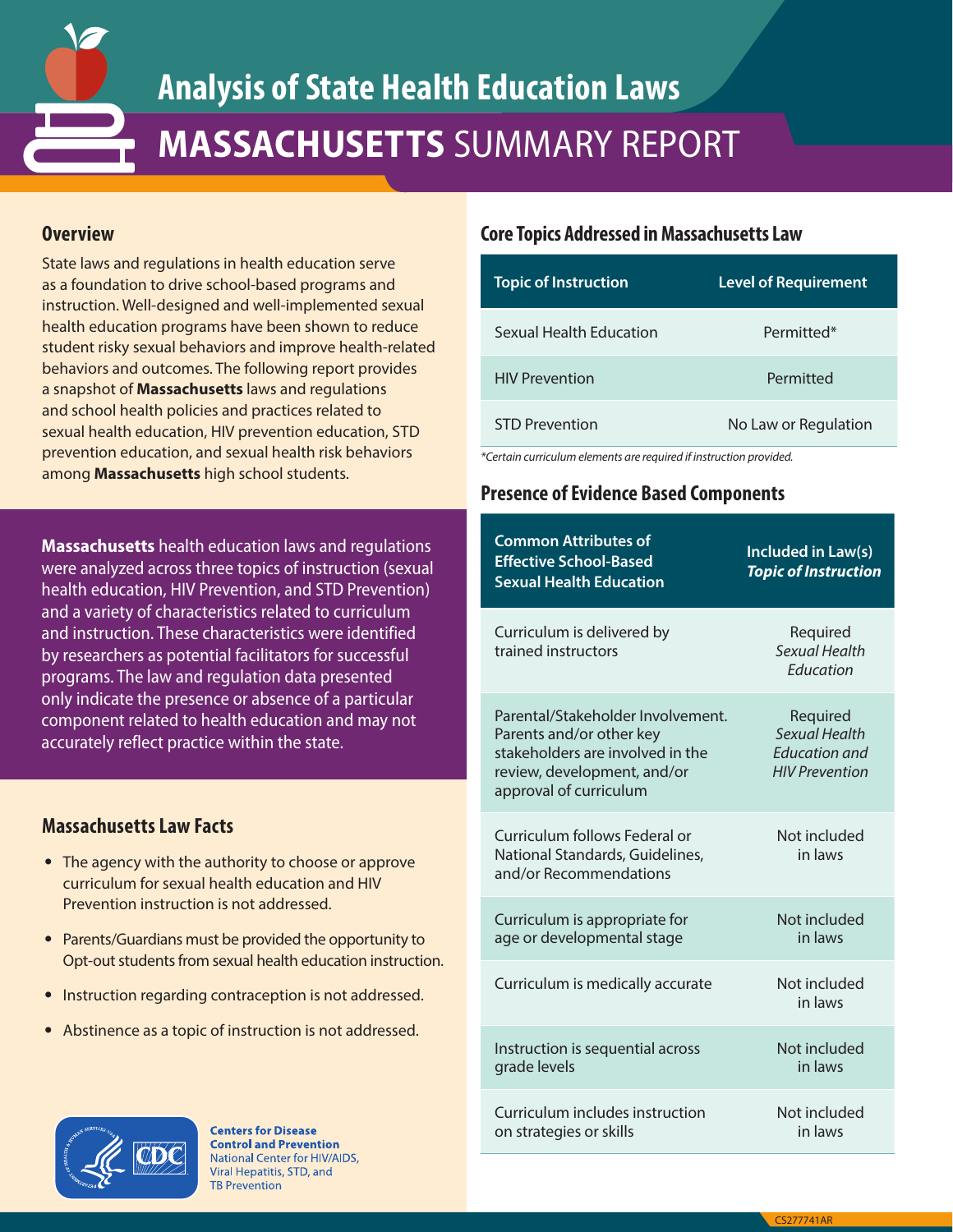# Analysis of State Health Education Laws

# **MASSACHUSETTS** SUMMARY REPORT

## Overview

State laws and regulations in health education serve as a foundation to drive school-based programs and instruction. Well-designed and well-implemented sexual health education programs have been shown to reduce student risky sexual behaviors and improve health-related behaviors and outcomes. The following report provides a snapshot of **Massachusetts** laws and regulations and school health policies and practices related to sexual health education, HIV prevention education, STD prevention education, and sexual health risk behaviors among **Massachusetts** high school students.

**Massachusetts** health education laws and regulations were analyzed across three topics of instruction (sexual health education, HIV Prevention, and STD Prevention) and a variety of characteristics related to curriculum and instruction. These characteristics were identified by researchers as potential facilitators for successful programs. The law and regulation data presented only indicate the presence or absence of a particular component related to health education and may not accurately reflect practice within the state.

## Massachusetts Law Facts

- The agency with the authority to choose or approve curriculum for sexual health education and HIV Prevention instruction is not addressed.
- Parents/Guardians must be provided the opportunity to Opt-out students from sexual health education instruction.
- Instruction regarding contraception is not addressed.
- Abstinence as a topic of instruction is not addressed.

## Core Topics Addressed in Massachusetts Law

| Topic of Instruction | Level of Requirement |
|---|---|
| Sexual Health Education | Permitted* |
| HIV Prevention | Permitted |
| STD Prevention | No Law or Regulation |

*Certain curriculum elements are required if instruction provided.*

## Presence of Evidence Based Components

| Common Attributes of Effective School-Based Sexual Health Education | Included in Law(s) *Topic of Instruction* |
|---|---|
| Curriculum is delivered by trained instructors | Required *Sexual Health Education* |
| Parental/Stakeholder Involvement. Parents and/or other key stakeholders are involved in the review, development, and/or approval of curriculum | Required *Sexual Health Education and HIV Prevention* |
| Curriculum follows Federal or National Standards, Guidelines, and/or Recommendations | Not included in laws |
| Curriculum is appropriate for age or developmental stage | Not included in laws |
| Curriculum is medically accurate | Not included in laws |
| Instruction is sequential across grade levels | Not included in laws |
| Curriculum includes instruction on strategies or skills | Not included in laws |

**Centers for Disease Control and Prevention**
National Center for HIV/AIDS, Viral Hepatitis, STD, and TB Prevention

CS277741AR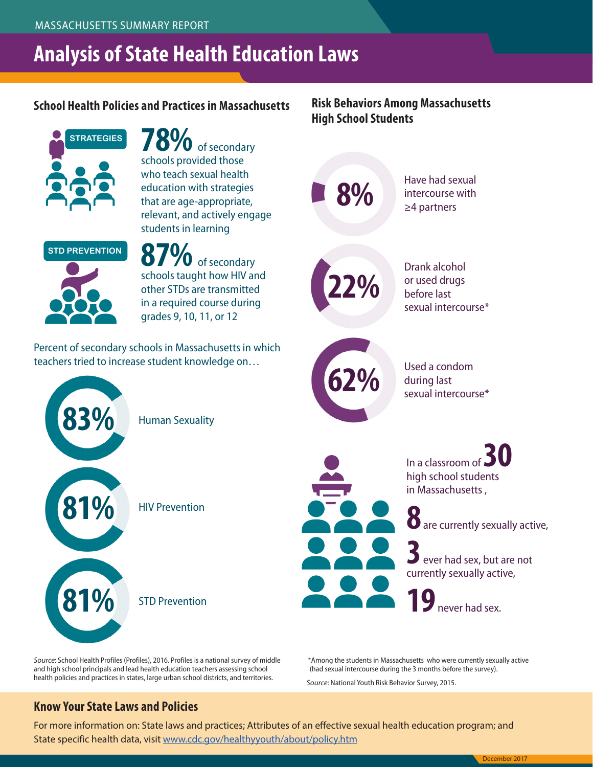MASSACHUSETTS SUMMARY REPORT

# Analysis of State Health Education Laws

## School Health Policies and Practices in Massachusetts

STRATEGIES

**78%** of secondary schools provided those who teach sexual health education with strategies that are age-appropriate, relevant, and actively engage students in learning

STD PREVENTION

**87%** of secondary schools taught how HIV and other STDs are transmitted in a required course during grades 9, 10, 11, or 12

Percent of secondary schools in Massachusetts in which teachers tried to increase student knowledge on…

**83%** Human Sexuality

**81%** HIV Prevention

**81%** STD Prevention

*Source*: School Health Profiles (Profiles), 2016. Profiles is a national survey of middle and high school principals and lead health education teachers assessing school health policies and practices in states, large urban school districts, and territories.

## Risk Behaviors Among Massachusetts High School Students

**8%** Have had sexual intercourse with ≥4 partners

**22%** Drank alcohol or used drugs before last sexual intercourse*

**62%** Used a condom during last sexual intercourse*

In a classroom of **30** high school students in Massachusetts ,

**8** are currently sexually active,

**3** ever had sex, but are not currently sexually active,

**19** never had sex.

*Among the students in Massachusetts who were currently sexually active (had sexual intercourse during the 3 months before the survey).

*Source*: National Youth Risk Behavior Survey, 2015.

## Know Your State Laws and Policies

For more information on: State laws and practices; Attributes of an effective sexual health education program; and State specific health data, visit www.cdc.gov/healthyyouth/about/policy.htm

December 2017